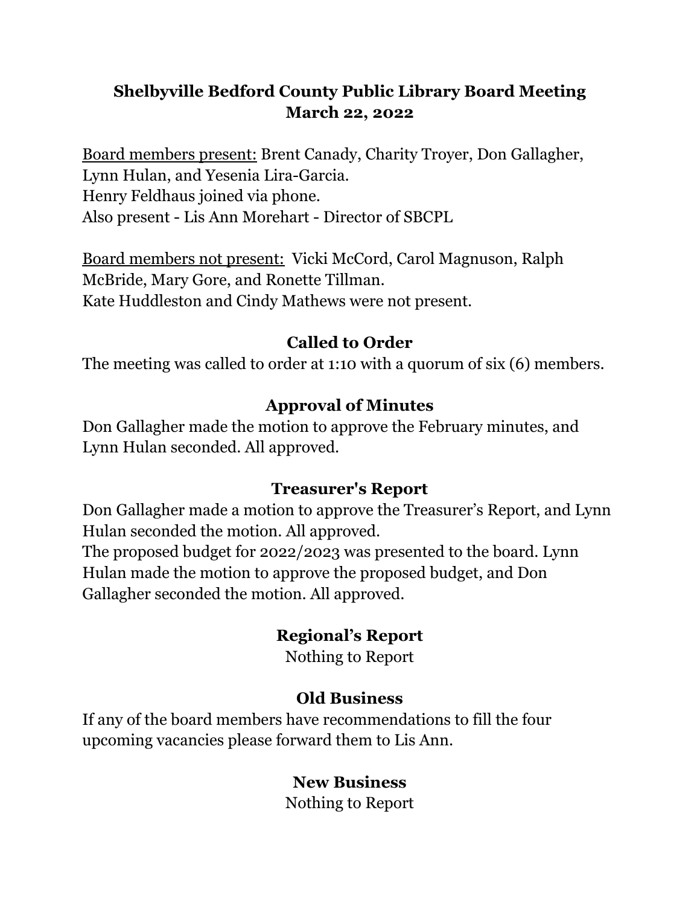# Shelbyville Bedford County Public Library Board Meeting
# March 22, 2022

Board members present: Brent Canady, Charity Troyer, Don Gallagher, Lynn Hulan, and Yesenia Lira-Garcia.
Henry Feldhaus joined via phone.
Also present - Lis Ann Morehart - Director of SBCPL

Board members not present: Vicki McCord, Carol Magnuson, Ralph McBride, Mary Gore, and Ronette Tillman.
Kate Huddleston and Cindy Mathews were not present.

## Called to Order

The meeting was called to order at 1:10 with a quorum of six (6) members.

## Approval of Minutes

Don Gallagher made the motion to approve the February minutes, and Lynn Hulan seconded. All approved.

## Treasurer's Report

Don Gallagher made a motion to approve the Treasurer's Report, and Lynn Hulan seconded the motion. All approved.
The proposed budget for 2022/2023 was presented to the board. Lynn Hulan made the motion to approve the proposed budget, and Don Gallagher seconded the motion. All approved.

## Regional's Report

Nothing to Report

## Old Business

If any of the board members have recommendations to fill the four upcoming vacancies please forward them to Lis Ann.

## New Business

Nothing to Report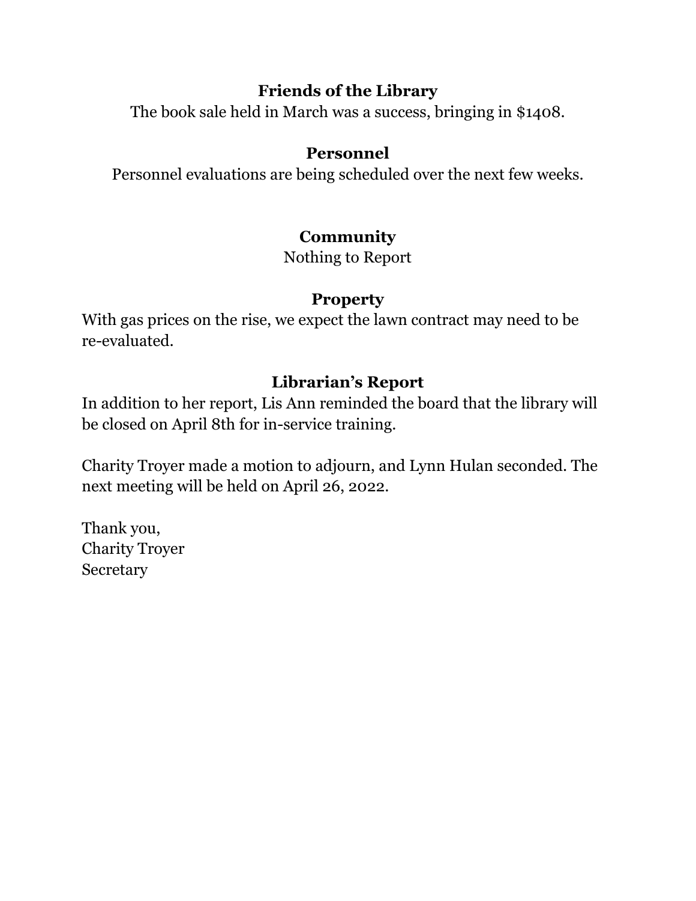**Friends of the Library**

The book sale held in March was a success, bringing in $1408.

**Personnel**

Personnel evaluations are being scheduled over the next few weeks.

**Community**

Nothing to Report

**Property**

With gas prices on the rise, we expect the lawn contract may need to be re-evaluated.

**Librarian's Report**

In addition to her report, Lis Ann reminded the board that the library will be closed on April 8th for in-service training.

Charity Troyer made a motion to adjourn, and Lynn Hulan seconded. The next meeting will be held on April 26, 2022.

Thank you,
Charity Troyer
Secretary